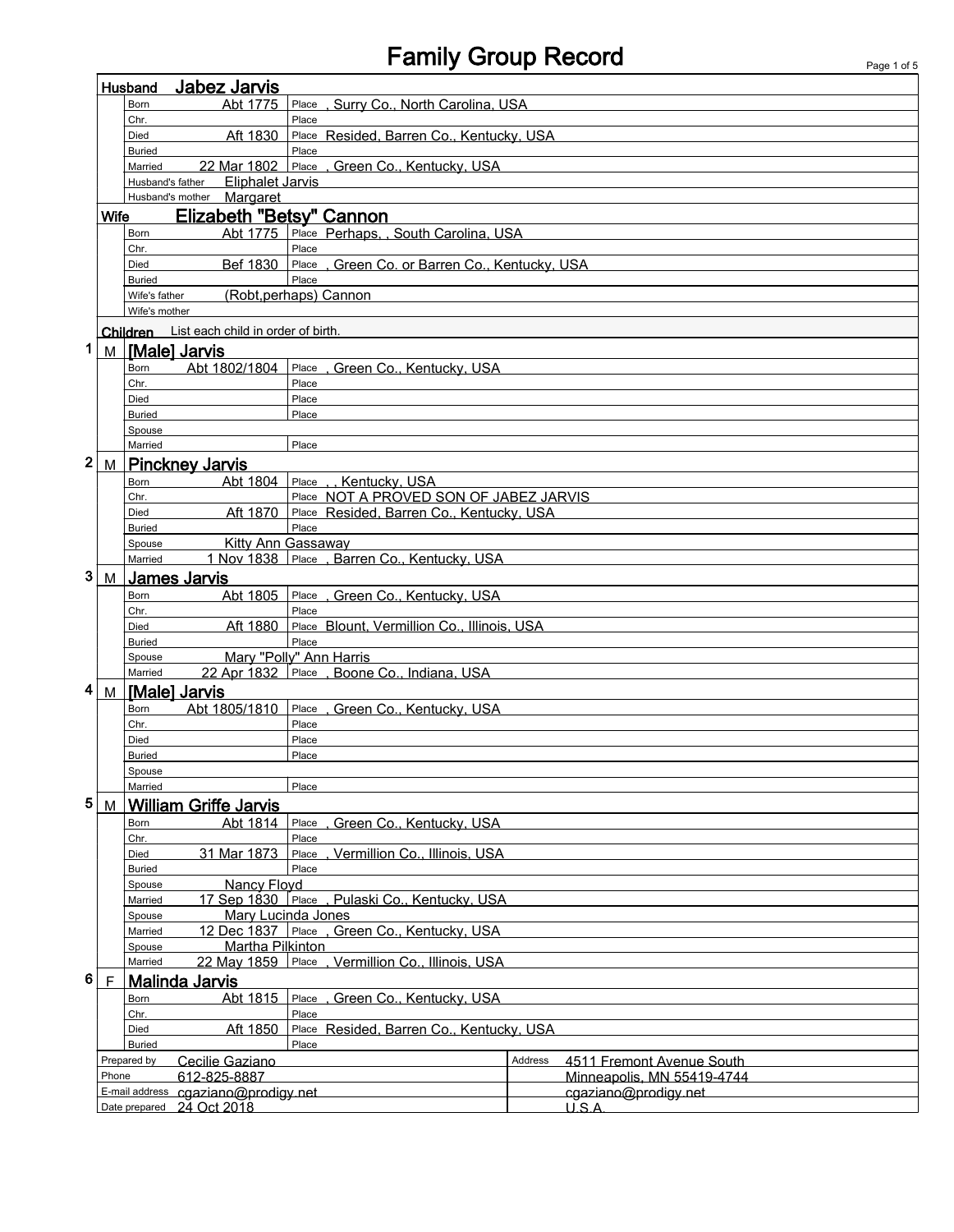# Family Group Record

## Husband: Jabez Jarvis

| | Date | Place |
|---|---|---|
| Born | Abt 1775 | , Surry Co., North Carolina, USA |
| Chr. | | |
| Died | Aft 1830 | Resided, Barren Co., Kentucky, USA |
| Buried | | |
| Married | 22 Mar 1802 | , Green Co., Kentucky, USA |

Husband's father: Eliphalet Jarvis

Husband's mother: Margaret

## Wife: Elizabeth "Betsy" Cannon

| | Date | Place |
|---|---|---|
| Born | Abt 1775 | Perhaps, , South Carolina, USA |
| Chr. | | |
| Died | Bef 1830 | , Green Co. or Barren Co., Kentucky, USA |
| Buried | | |

Wife's father: (Robt,perhaps) Cannon

Wife's mother:

## Children

List each child in order of birth.

### 1 M [Male] Jarvis

| | Date | Place |
|---|---|---|
| Born | Abt 1802/1804 | , Green Co., Kentucky, USA |
| Chr. | | |
| Died | | |
| Buried | | |
| Spouse | | |
| Married | | |

### 2 M Pinckney Jarvis

| | Date | Place |
|---|---|---|
| Born | Abt 1804 | , , Kentucky, USA |
| Chr. | | NOT A PROVED SON OF JABEZ JARVIS |
| Died | Aft 1870 | Resided, Barren Co., Kentucky, USA |
| Buried | | |
| Spouse | Kitty Ann Gassaway | |
| Married | 1 Nov 1838 | , Barren Co., Kentucky, USA |

### 3 M James Jarvis

| | Date | Place |
|---|---|---|
| Born | Abt 1805 | , Green Co., Kentucky, USA |
| Chr. | | |
| Died | Aft 1880 | Blount, Vermillion Co., Illinois, USA |
| Buried | | |
| Spouse | Mary "Polly" Ann Harris | |
| Married | 22 Apr 1832 | , Boone Co., Indiana, USA |

### 4 M [Male] Jarvis

| | Date | Place |
|---|---|---|
| Born | Abt 1805/1810 | , Green Co., Kentucky, USA |
| Chr. | | |
| Died | | |
| Buried | | |
| Spouse | | |
| Married | | |

### 5 M William Griffe Jarvis

| | Date | Place |
|---|---|---|
| Born | Abt 1814 | , Green Co., Kentucky, USA |
| Chr. | | |
| Died | 31 Mar 1873 | , Vermillion Co., Illinois, USA |
| Buried | | |
| Spouse | Nancy Floyd | |
| Married | 17 Sep 1830 | , Pulaski Co., Kentucky, USA |
| Spouse | Mary Lucinda Jones | |
| Married | 12 Dec 1837 | , Green Co., Kentucky, USA |
| Spouse | Martha Pilkinton | |
| Married | 22 May 1859 | , Vermillion Co., Illinois, USA |

### 6 F Malinda Jarvis

| | Date | Place |
|---|---|---|
| Born | Abt 1815 | , Green Co., Kentucky, USA |
| Chr. | | |
| Died | Aft 1850 | Resided, Barren Co., Kentucky, USA |
| Buried | | |

| | | Address | |
|---|---|---|---|
| Prepared by | Cecilie Gaziano | | 4511 Fremont Avenue South |
| Phone | 612-825-8887 | | Minneapolis, MN 55419-4744 |
| E-mail address | cgaziano@prodigy.net | | cgaziano@prodigy.net |
| Date prepared | 24 Oct 2018 | | U.S.A. |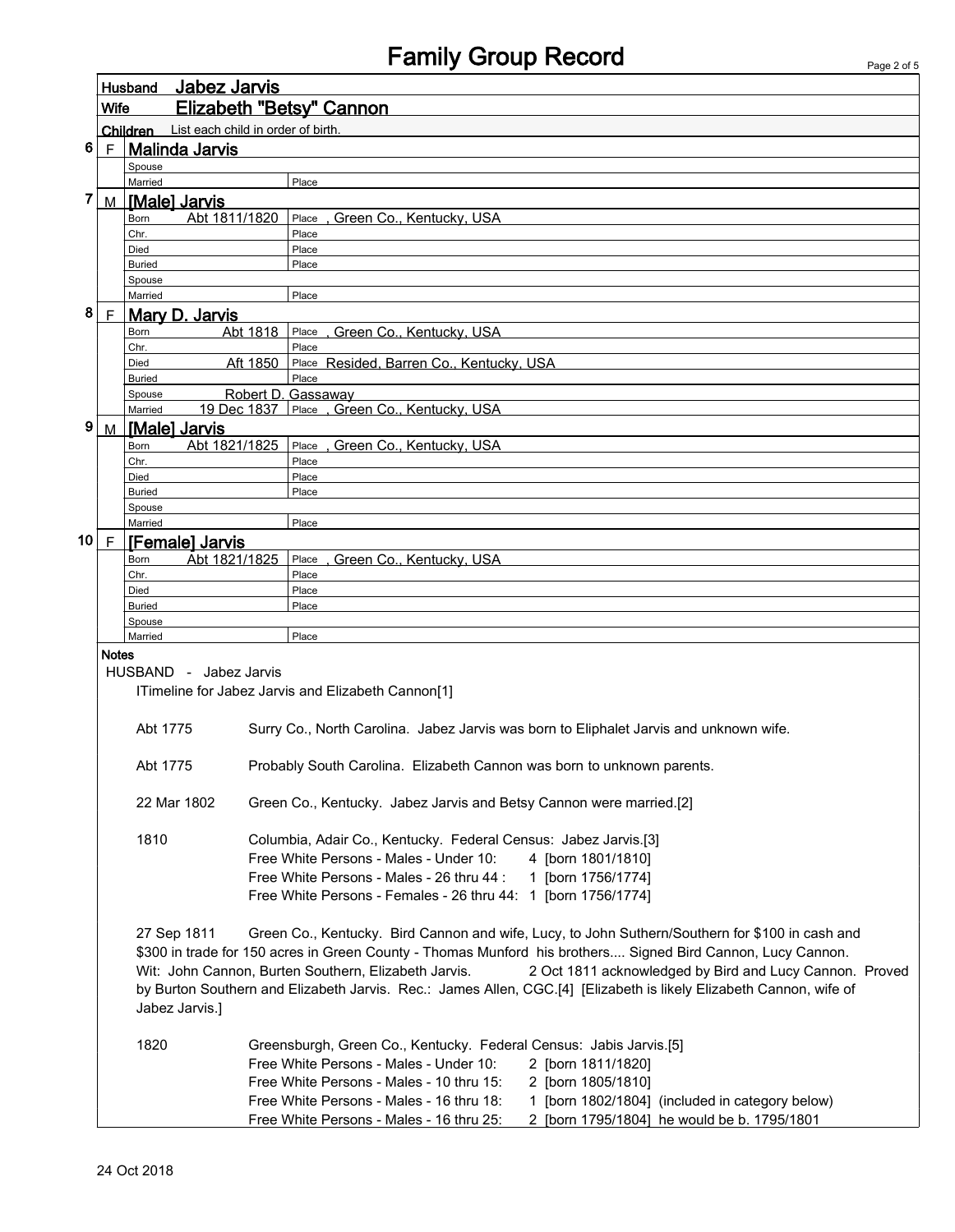# Family Group Record

**Husband** Jabez Jarvis

**Wife** Elizabeth "Betsy" Cannon

**Children** List each child in order of birth.

**6 F Malinda Jarvis**

| | | |
|---|---|---|
| Spouse | | |
| Married | | Place |

**7 M [Male] Jarvis**

| | | |
|---|---|---|
| Born | Abt 1811/1820 | Place , Green Co., Kentucky, USA |
| Chr. | | Place |
| Died | | Place |
| Buried | | Place |
| Spouse | | |
| Married | | Place |

**8 F Mary D. Jarvis**

| | | |
|---|---|---|
| Born | Abt 1818 | Place , Green Co., Kentucky, USA |
| Chr. | | Place |
| Died | Aft 1850 | Place Resided, Barren Co., Kentucky, USA |
| Buried | | Place |
| Spouse | Robert D. Gassaway | |
| Married | 19 Dec 1837 | Place , Green Co., Kentucky, USA |

**9 M [Male] Jarvis**

| | | |
|---|---|---|
| Born | Abt 1821/1825 | Place , Green Co., Kentucky, USA |
| Chr. | | Place |
| Died | | Place |
| Buried | | Place |
| Spouse | | |
| Married | | Place |

**10 F [Female] Jarvis**

| | | |
|---|---|---|
| Born | Abt 1821/1825 | Place , Green Co., Kentucky, USA |
| Chr. | | Place |
| Died | | Place |
| Buried | | Place |
| Spouse | | |
| Married | | Place |

**Notes**

HUSBAND - Jabez Jarvis

ITimeline for Jabez Jarvis and Elizabeth Cannon[1]

Abt 1775 Surry Co., North Carolina. Jabez Jarvis was born to Eliphalet Jarvis and unknown wife.

Abt 1775 Probably South Carolina. Elizabeth Cannon was born to unknown parents.

22 Mar 1802 Green Co., Kentucky. Jabez Jarvis and Betsy Cannon were married.[2]

1810 Columbia, Adair Co., Kentucky. Federal Census: Jabez Jarvis.[3]
Free White Persons - Males - Under 10: 4 [born 1801/1810]
Free White Persons - Males - 26 thru 44 : 1 [born 1756/1774]
Free White Persons - Females - 26 thru 44: 1 [born 1756/1774]

27 Sep 1811 Green Co., Kentucky. Bird Cannon and wife, Lucy, to John Suthern/Southern for $100 in cash and $300 in trade for 150 acres in Green County - Thomas Munford his brothers.... Signed Bird Cannon, Lucy Cannon. Wit: John Cannon, Burten Southern, Elizabeth Jarvis. 2 Oct 1811 acknowledged by Bird and Lucy Cannon. Proved by Burton Southern and Elizabeth Jarvis. Rec.: James Allen, CGC.[4] [Elizabeth is likely Elizabeth Cannon, wife of Jabez Jarvis.]

1820 Greensburgh, Green Co., Kentucky. Federal Census: Jabis Jarvis.[5]
Free White Persons - Males - Under 10: 2 [born 1811/1820]
Free White Persons - Males - 10 thru 15: 2 [born 1805/1810]
Free White Persons - Males - 16 thru 18: 1 [born 1802/1804] (included in category below)
Free White Persons - Males - 16 thru 25: 2 [born 1795/1804] he would be b. 1795/1801

24 Oct 2018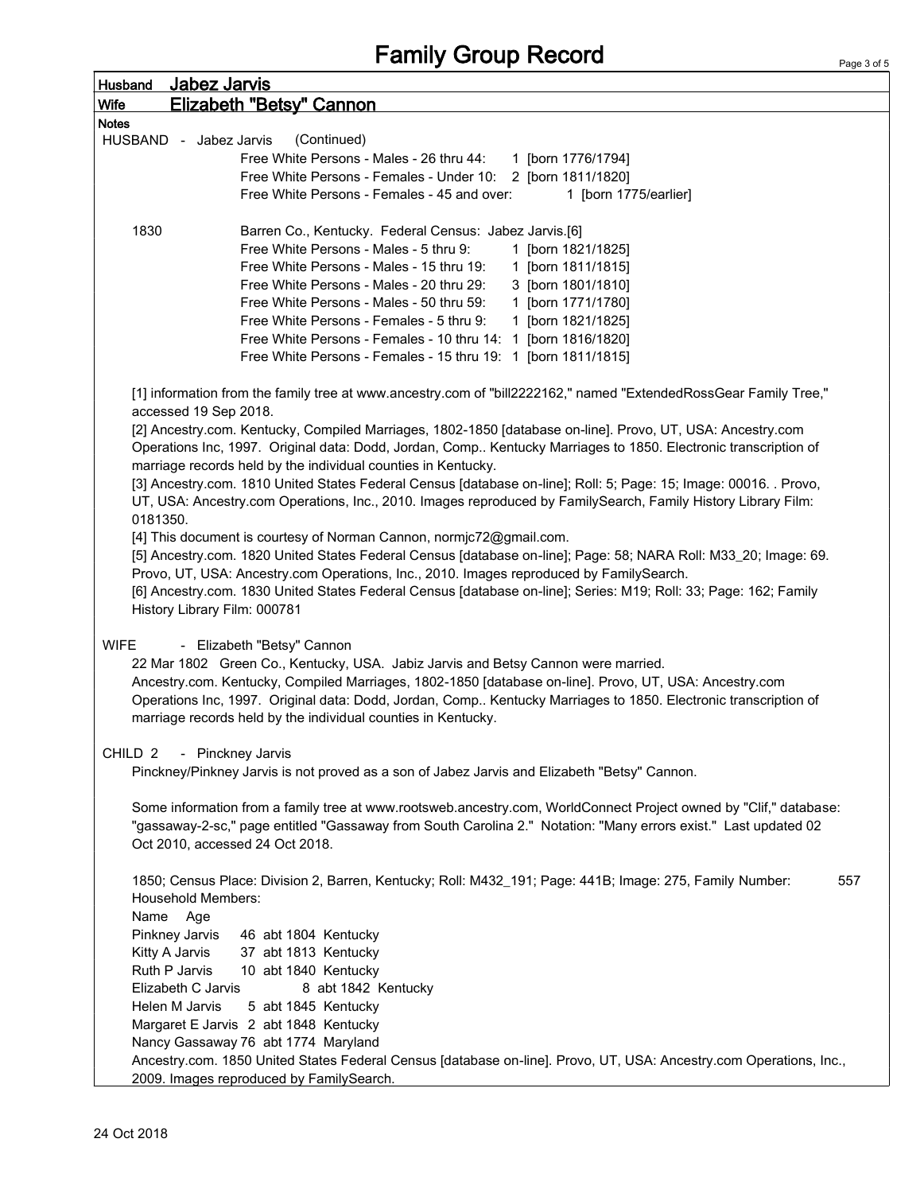# Family Group Record

**Husband** Jabez Jarvis

**Wife** Elizabeth "Betsy" Cannon

**Notes**

HUSBAND - Jabez Jarvis (Continued)

Free White Persons - Males - 26 thru 44: 1 [born 1776/1794]
Free White Persons - Females - Under 10: 2 [born 1811/1820]
Free White Persons - Females - 45 and over: 1 [born 1775/earlier]

1830 Barren Co., Kentucky. Federal Census: Jabez Jarvis.[6]

Free White Persons - Males - 5 thru 9: 1 [born 1821/1825]
Free White Persons - Males - 15 thru 19: 1 [born 1811/1815]
Free White Persons - Males - 20 thru 29: 3 [born 1801/1810]
Free White Persons - Males - 50 thru 59: 1 [born 1771/1780]
Free White Persons - Females - 5 thru 9: 1 [born 1821/1825]
Free White Persons - Females - 10 thru 14: 1 [born 1816/1820]
Free White Persons - Females - 15 thru 19: 1 [born 1811/1815]

[1] information from the family tree at www.ancestry.com of "bill2222162," named "ExtendedRossGear Family Tree," accessed 19 Sep 2018.
[2] Ancestry.com. Kentucky, Compiled Marriages, 1802-1850 [database on-line]. Provo, UT, USA: Ancestry.com Operations Inc, 1997. Original data: Dodd, Jordan, Comp.. Kentucky Marriages to 1850. Electronic transcription of marriage records held by the individual counties in Kentucky.
[3] Ancestry.com. 1810 United States Federal Census [database on-line]; Roll: 5; Page: 15; Image: 00016. . Provo, UT, USA: Ancestry.com Operations, Inc., 2010. Images reproduced by FamilySearch, Family History Library Film: 0181350.
[4] This document is courtesy of Norman Cannon, normjc72@gmail.com.
[5] Ancestry.com. 1820 United States Federal Census [database on-line]; Page: 58; NARA Roll: M33_20; Image: 69. Provo, UT, USA: Ancestry.com Operations, Inc., 2010. Images reproduced by FamilySearch.
[6] Ancestry.com. 1830 United States Federal Census [database on-line]; Series: M19; Roll: 33; Page: 162; Family History Library Film: 000781

WIFE - Elizabeth "Betsy" Cannon

22 Mar 1802 Green Co., Kentucky, USA. Jabiz Jarvis and Betsy Cannon were married.
Ancestry.com. Kentucky, Compiled Marriages, 1802-1850 [database on-line]. Provo, UT, USA: Ancestry.com Operations Inc, 1997. Original data: Dodd, Jordan, Comp.. Kentucky Marriages to 1850. Electronic transcription of marriage records held by the individual counties in Kentucky.

CHILD 2 - Pinckney Jarvis

Pinckney/Pinkney Jarvis is not proved as a son of Jabez Jarvis and Elizabeth "Betsy" Cannon.

Some information from a family tree at www.rootsweb.ancestry.com, WorldConnect Project owned by "Clif," database: "gassaway-2-sc," page entitled "Gassaway from South Carolina 2." Notation: "Many errors exist." Last updated 02 Oct 2010, accessed 24 Oct 2018.

1850; Census Place: Division 2, Barren, Kentucky; Roll: M432_191; Page: 441B; Image: 275, Family Number: 557
Household Members:
Name Age
Pinkney Jarvis 46 abt 1804 Kentucky
Kitty A Jarvis 37 abt 1813 Kentucky
Ruth P Jarvis 10 abt 1840 Kentucky
Elizabeth C Jarvis 8 abt 1842 Kentucky
Helen M Jarvis 5 abt 1845 Kentucky
Margaret E Jarvis 2 abt 1848 Kentucky
Nancy Gassaway 76 abt 1774 Maryland
Ancestry.com. 1850 United States Federal Census [database on-line]. Provo, UT, USA: Ancestry.com Operations, Inc., 2009. Images reproduced by FamilySearch.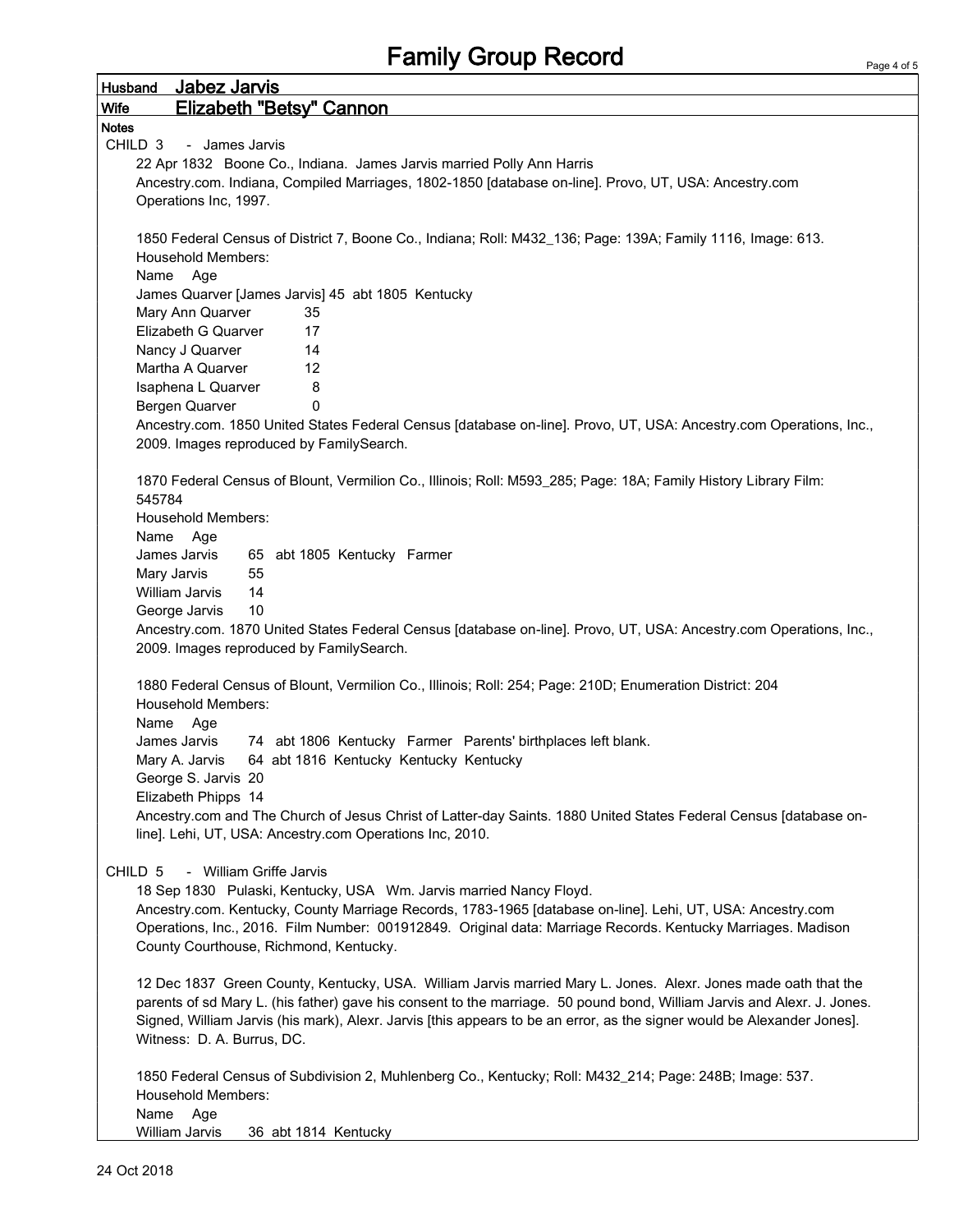# Family Group Record

**Husband** Jabez Jarvis

**Wife** Elizabeth "Betsy" Cannon

**Notes**

CHILD 3 - James Jarvis

22 Apr 1832 Boone Co., Indiana. James Jarvis married Polly Ann Harris
Ancestry.com. Indiana, Compiled Marriages, 1802-1850 [database on-line]. Provo, UT, USA: Ancestry.com Operations Inc, 1997.

1850 Federal Census of District 7, Boone Co., Indiana; Roll: M432_136; Page: 139A; Family 1116, Image: 613.
Household Members:

| Name | Age |
|---|---|
| James Quarver [James Jarvis] | 45 abt 1805 Kentucky |
| Mary Ann Quarver | 35 |
| Elizabeth G Quarver | 17 |
| Nancy J Quarver | 14 |
| Martha A Quarver | 12 |
| Isaphena L Quarver | 8 |
| Bergen Quarver | 0 |

Ancestry.com. 1850 United States Federal Census [database on-line]. Provo, UT, USA: Ancestry.com Operations, Inc., 2009. Images reproduced by FamilySearch.

1870 Federal Census of Blount, Vermilion Co., Illinois; Roll: M593_285; Page: 18A; Family History Library Film: 545784
Household Members:

| Name | Age |
|---|---|
| James Jarvis | 65 abt 1805 Kentucky Farmer |
| Mary Jarvis | 55 |
| William Jarvis | 14 |
| George Jarvis | 10 |

Ancestry.com. 1870 United States Federal Census [database on-line]. Provo, UT, USA: Ancestry.com Operations, Inc., 2009. Images reproduced by FamilySearch.

1880 Federal Census of Blount, Vermilion Co., Illinois; Roll: 254; Page: 210D; Enumeration District: 204
Household Members:

| Name | Age |
|---|---|
| James Jarvis | 74 abt 1806 Kentucky Farmer Parents' birthplaces left blank. |
| Mary A. Jarvis | 64 abt 1816 Kentucky Kentucky Kentucky |
| George S. Jarvis | 20 |
| Elizabeth Phipps | 14 |

Ancestry.com and The Church of Jesus Christ of Latter-day Saints. 1880 United States Federal Census [database on-line]. Lehi, UT, USA: Ancestry.com Operations Inc, 2010.

CHILD 5 - William Griffe Jarvis

18 Sep 1830 Pulaski, Kentucky, USA Wm. Jarvis married Nancy Floyd.
Ancestry.com. Kentucky, County Marriage Records, 1783-1965 [database on-line]. Lehi, UT, USA: Ancestry.com Operations, Inc., 2016. Film Number: 001912849. Original data: Marriage Records. Kentucky Marriages. Madison County Courthouse, Richmond, Kentucky.

12 Dec 1837 Green County, Kentucky, USA. William Jarvis married Mary L. Jones. Alexr. Jones made oath that the parents of sd Mary L. (his father) gave his consent to the marriage. 50 pound bond, William Jarvis and Alexr. J. Jones. Signed, William Jarvis (his mark), Alexr. Jarvis [this appears to be an error, as the signer would be Alexander Jones]. Witness: D. A. Burrus, DC.

1850 Federal Census of Subdivision 2, Muhlenberg Co., Kentucky; Roll: M432_214; Page: 248B; Image: 537.
Household Members:

| Name | Age |
|---|---|
| William Jarvis | 36 abt 1814 Kentucky |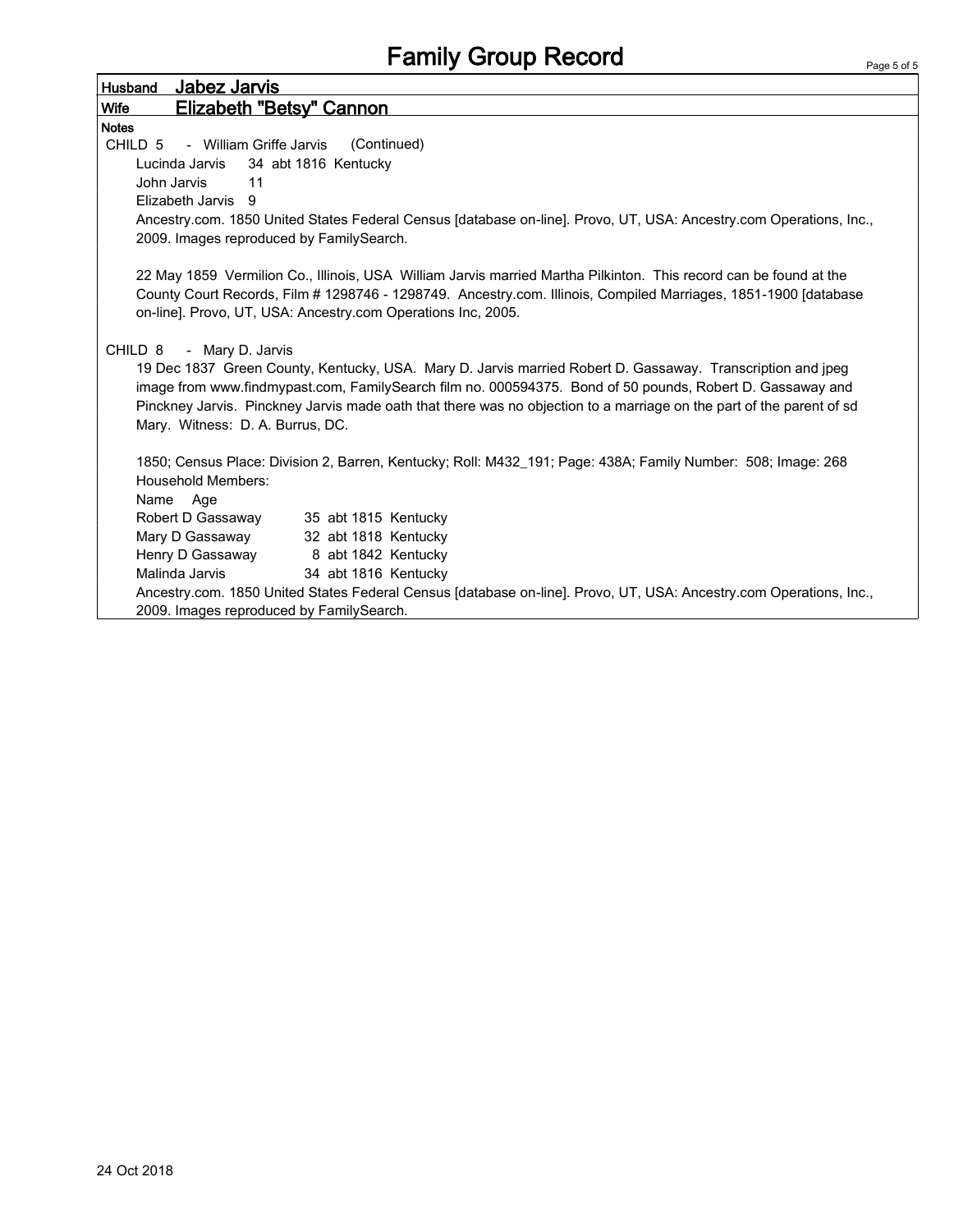# Family Group Record

**Husband** Jabez Jarvis

**Wife** Elizabeth "Betsy" Cannon

**Notes**

CHILD 5 - William Griffe Jarvis (Continued)

Lucinda Jarvis 34 abt 1816 Kentucky
John Jarvis 11
Elizabeth Jarvis 9

Ancestry.com. 1850 United States Federal Census [database on-line]. Provo, UT, USA: Ancestry.com Operations, Inc., 2009. Images reproduced by FamilySearch.

22 May 1859 Vermilion Co., Illinois, USA William Jarvis married Martha Pilkinton. This record can be found at the County Court Records, Film # 1298746 - 1298749. Ancestry.com. Illinois, Compiled Marriages, 1851-1900 [database on-line]. Provo, UT, USA: Ancestry.com Operations Inc, 2005.

CHILD 8 - Mary D. Jarvis

19 Dec 1837 Green County, Kentucky, USA. Mary D. Jarvis married Robert D. Gassaway. Transcription and jpeg image from www.findmypast.com, FamilySearch film no. 000594375. Bond of 50 pounds, Robert D. Gassaway and Pinckney Jarvis. Pinckney Jarvis made oath that there was no objection to a marriage on the part of the parent of sd Mary. Witness: D. A. Burrus, DC.

1850; Census Place: Division 2, Barren, Kentucky; Roll: M432_191; Page: 438A; Family Number: 508; Image: 268

Household Members:

| Name | Age | | |
|---|---|---|---|
| Robert D Gassaway | 35 | abt 1815 | Kentucky |
| Mary D Gassaway | 32 | abt 1818 | Kentucky |
| Henry D Gassaway | 8 | abt 1842 | Kentucky |
| Malinda Jarvis | 34 | abt 1816 | Kentucky |

Ancestry.com. 1850 United States Federal Census [database on-line]. Provo, UT, USA: Ancestry.com Operations, Inc., 2009. Images reproduced by FamilySearch.

24 Oct 2018